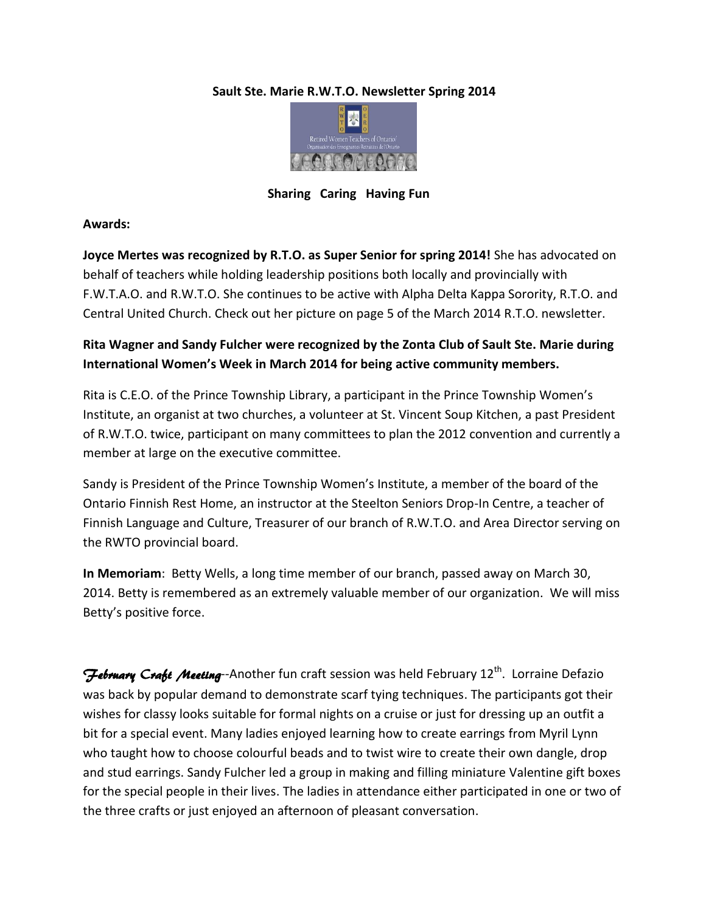# Sault Ste. Marie R.W.T.O. Newsletter Spring 2014

**Sharing Caring Having Fun**

**Awards:**

**Joyce Mertes was recognized by R.T.O. as Super Senior for spring 2014!** She has advocated on behalf of teachers while holding leadership positions both locally and provincially with F.W.T.A.O. and R.W.T.O. She continues to be active with Alpha Delta Kappa Sorority, R.T.O. and Central United Church. Check out her picture on page 5 of the March 2014 R.T.O. newsletter.

**Rita Wagner and Sandy Fulcher were recognized by the Zonta Club of Sault Ste. Marie during International Women's Week in March 2014 for being active community members.**

Rita is C.E.O. of the Prince Township Library, a participant in the Prince Township Women's Institute, an organist at two churches, a volunteer at St. Vincent Soup Kitchen, a past President of R.W.T.O. twice, participant on many committees to plan the 2012 convention and currently a member at large on the executive committee.

Sandy is President of the Prince Township Women's Institute, a member of the board of the Ontario Finnish Rest Home, an instructor at the Steelton Seniors Drop-In Centre, a teacher of Finnish Language and Culture, Treasurer of our branch of R.W.T.O. and Area Director serving on the RWTO provincial board.

**In Memoriam**: Betty Wells, a long time member of our branch, passed away on March 30, 2014. Betty is remembered as an extremely valuable member of our organization. We will miss Betty's positive force.

***February Craft Meeting***--Another fun craft session was held February 12th. Lorraine Defazio was back by popular demand to demonstrate scarf tying techniques. The participants got their wishes for classy looks suitable for formal nights on a cruise or just for dressing up an outfit a bit for a special event. Many ladies enjoyed learning how to create earrings from Myril Lynn who taught how to choose colourful beads and to twist wire to create their own dangle, drop and stud earrings. Sandy Fulcher led a group in making and filling miniature Valentine gift boxes for the special people in their lives. The ladies in attendance either participated in one or two of the three crafts or just enjoyed an afternoon of pleasant conversation.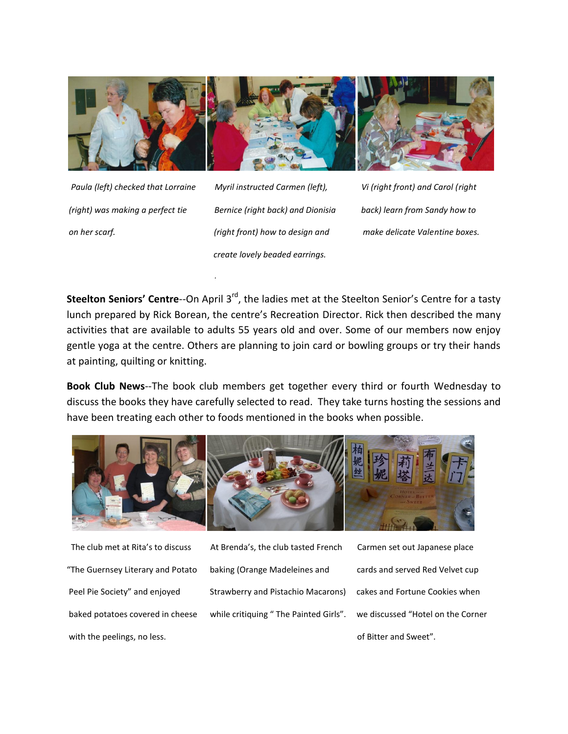*Paula (left) checked that Lorraine (right) was making a perfect tie on her scarf.*

*Myril instructed Carmen (left), Bernice (right back) and Dionisia (right front) how to design and create lovely beaded earrings.*

*Vi (right front) and Carol (right back) learn from Sandy how to make delicate Valentine boxes.*

**Steelton Seniors' Centre**--On April 3rd, the ladies met at the Steelton Senior's Centre for a tasty lunch prepared by Rick Borean, the centre's Recreation Director. Rick then described the many activities that are available to adults 55 years old and over. Some of our members now enjoy gentle yoga at the centre. Others are planning to join card or bowling groups or try their hands at painting, quilting or knitting.

**Book Club News**--The book club members get together every third or fourth Wednesday to discuss the books they have carefully selected to read. They take turns hosting the sessions and have been treating each other to foods mentioned in the books when possible.

The club met at Rita's to discuss "The Guernsey Literary and Potato Peel Pie Society" and enjoyed baked potatoes covered in cheese with the peelings, no less.

At Brenda's, the club tasted French baking (Orange Madeleines and Strawberry and Pistachio Macarons) while critiquing " The Painted Girls".

Carmen set out Japanese place cards and served Red Velvet cup cakes and Fortune Cookies when we discussed "Hotel on the Corner of Bitter and Sweet".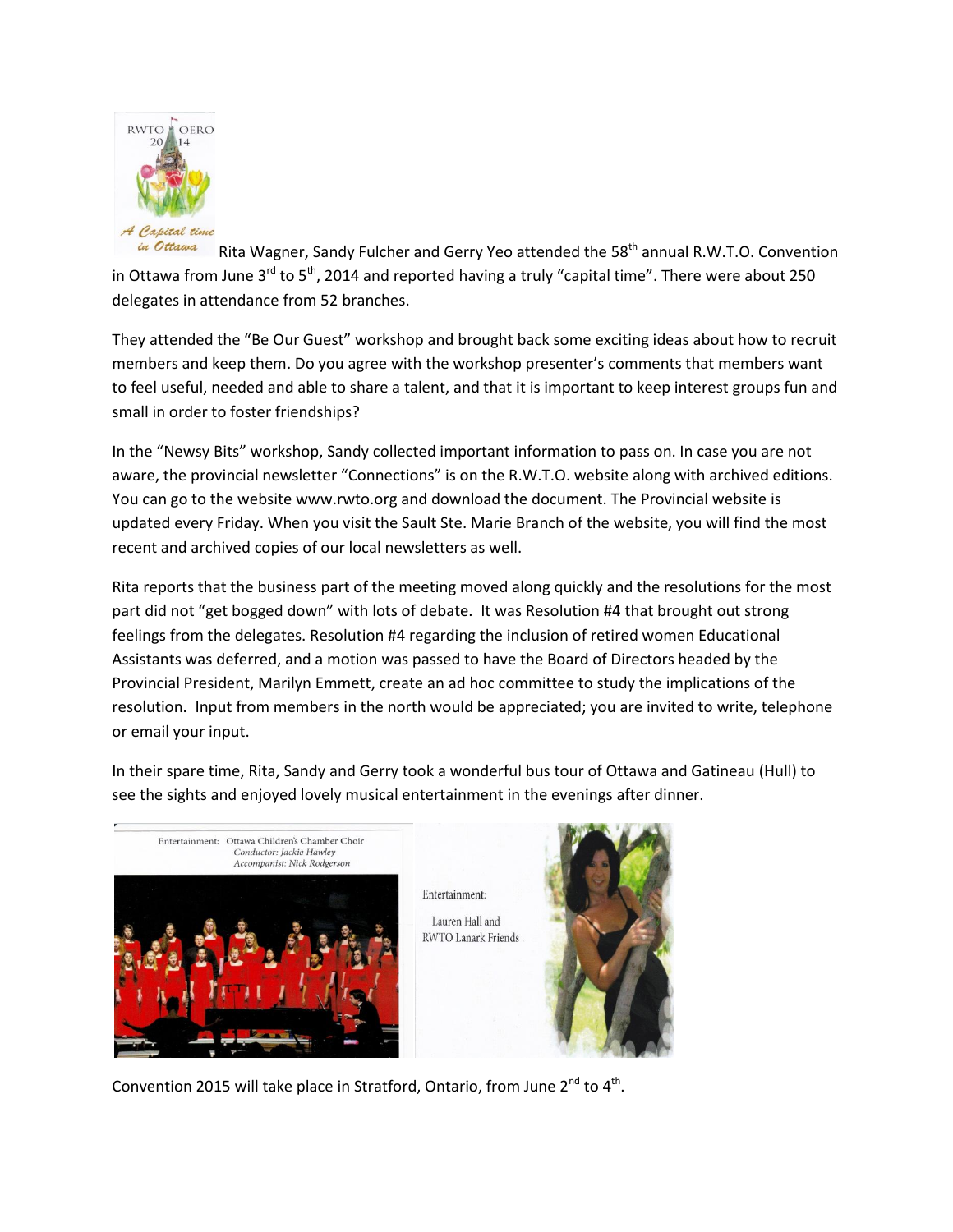Rita Wagner, Sandy Fulcher and Gerry Yeo attended the 58th annual R.W.T.O. Convention in Ottawa from June 3rd to 5th, 2014 and reported having a truly "capital time". There were about 250 delegates in attendance from 52 branches.

They attended the "Be Our Guest" workshop and brought back some exciting ideas about how to recruit members and keep them. Do you agree with the workshop presenter's comments that members want to feel useful, needed and able to share a talent, and that it is important to keep interest groups fun and small in order to foster friendships?

In the "Newsy Bits" workshop, Sandy collected important information to pass on. In case you are not aware, the provincial newsletter "Connections" is on the R.W.T.O. website along with archived editions. You can go to the website www.rwto.org and download the document. The Provincial website is updated every Friday. When you visit the Sault Ste. Marie Branch of the website, you will find the most recent and archived copies of our local newsletters as well.

Rita reports that the business part of the meeting moved along quickly and the resolutions for the most part did not "get bogged down" with lots of debate. It was Resolution #4 that brought out strong feelings from the delegates. Resolution #4 regarding the inclusion of retired women Educational Assistants was deferred, and a motion was passed to have the Board of Directors headed by the Provincial President, Marilyn Emmett, create an ad hoc committee to study the implications of the resolution. Input from members in the north would be appreciated; you are invited to write, telephone or email your input.

In their spare time, Rita, Sandy and Gerry took a wonderful bus tour of Ottawa and Gatineau (Hull) to see the sights and enjoyed lovely musical entertainment in the evenings after dinner.

Entertainment: Ottawa Children's Chamber Choir
*Conductor: Jackie Hawley*
*Accompanist: Nick Rodgerson*

Entertainment:
Lauren Hall and
RWTO Lanark Friends

Convention 2015 will take place in Stratford, Ontario, from June 2nd to 4th.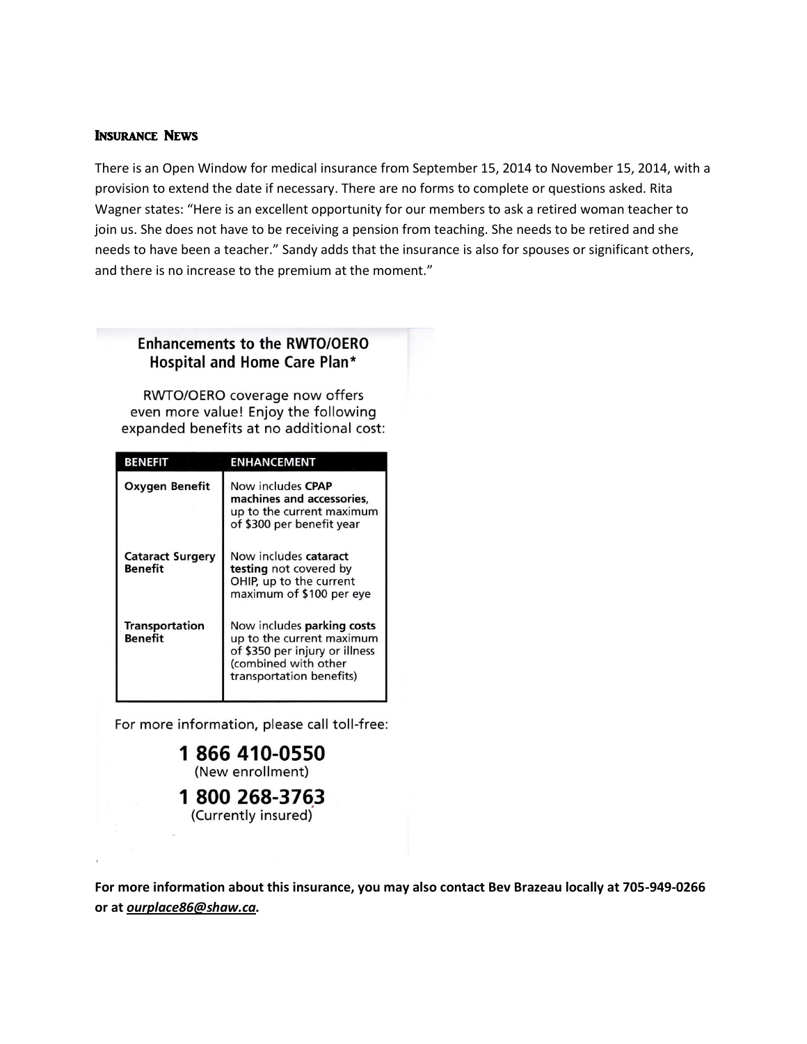## Insurance News

There is an Open Window for medical insurance from September 15, 2014 to November 15, 2014, with a provision to extend the date if necessary. There are no forms to complete or questions asked. Rita Wagner states: "Here is an excellent opportunity for our members to ask a retired woman teacher to join us. She does not have to be receiving a pension from teaching. She needs to be retired and she needs to have been a teacher." Sandy adds that the insurance is also for spouses or significant others, and there is no increase to the premium at the moment."

### Enhancements to the RWTO/OERO Hospital and Home Care Plan*

RWTO/OERO coverage now offers even more value! Enjoy the following expanded benefits at no additional cost:

| BENEFIT | ENHANCEMENT |
|---|---|
| Oxygen Benefit | Now includes **CPAP machines and accessories**, up to the current maximum of $300 per benefit year |
| Cataract Surgery Benefit | Now includes **cataract testing** not covered by OHIP, up to the current maximum of $100 per eye |
| Transportation Benefit | Now includes **parking costs** up to the current maximum of $350 per injury or illness (combined with other transportation benefits) |

For more information, please call toll-free:

**1 866 410-0550**
(New enrollment)

**1 800 268-3763**
(Currently insured)

**For more information about this insurance, you may also contact Bev Brazeau locally at 705-949-0266 or at *ourplace86@shaw.ca*.**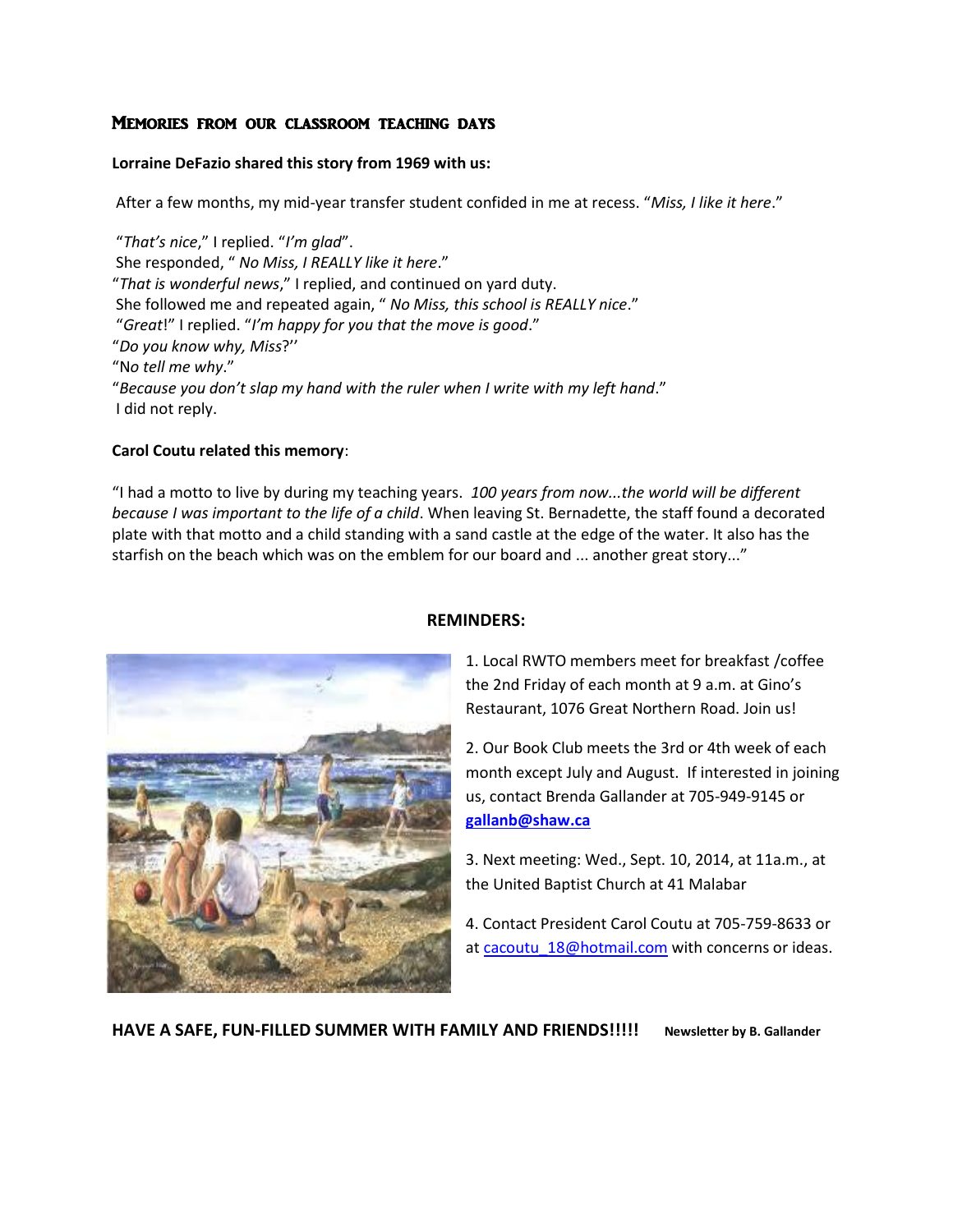## Memories from our classroom teaching days

**Lorraine DeFazio shared this story from 1969 with us:**

After a few months, my mid-year transfer student confided in me at recess. "*Miss, I like it here*."

"*That's nice*," I replied. "*I'm glad*".
She responded, " *No Miss, I REALLY like it here*."
"*That is wonderful news*," I replied, and continued on yard duty.
She followed me and repeated again, " *No Miss, this school is REALLY nice*."
"*Great*!" I replied. "*I'm happy for you that the move is good*."
"*Do you know why, Miss*?''
"No *tell me why*."
"*Because you don't slap my hand with the ruler when I write with my left hand*."
I did not reply.

**Carol Coutu related this memory**:

"I had a motto to live by during my teaching years. *100 years from now...the world will be different because I was important to the life of a child*. When leaving St. Bernadette, the staff found a decorated plate with that motto and a child standing with a sand castle at the edge of the water. It also has the starfish on the beach which was on the emblem for our board and ... another great story..."

**REMINDERS:**

1. Local RWTO members meet for breakfast /coffee the 2nd Friday of each month at 9 a.m. at Gino's Restaurant, 1076 Great Northern Road. Join us!

2. Our Book Club meets the 3rd or 4th week of each month except July and August. If interested in joining us, contact Brenda Gallander at 705-949-9145 or **gallanb@shaw.ca**

3. Next meeting: Wed., Sept. 10, 2014, at 11a.m., at the United Baptist Church at 41 Malabar

4. Contact President Carol Coutu at 705-759-8633 or at cacoutu_18@hotmail.com with concerns or ideas.

**HAVE A SAFE, FUN-FILLED SUMMER WITH FAMILY AND FRIENDS!!!!!** **Newsletter by B. Gallander**